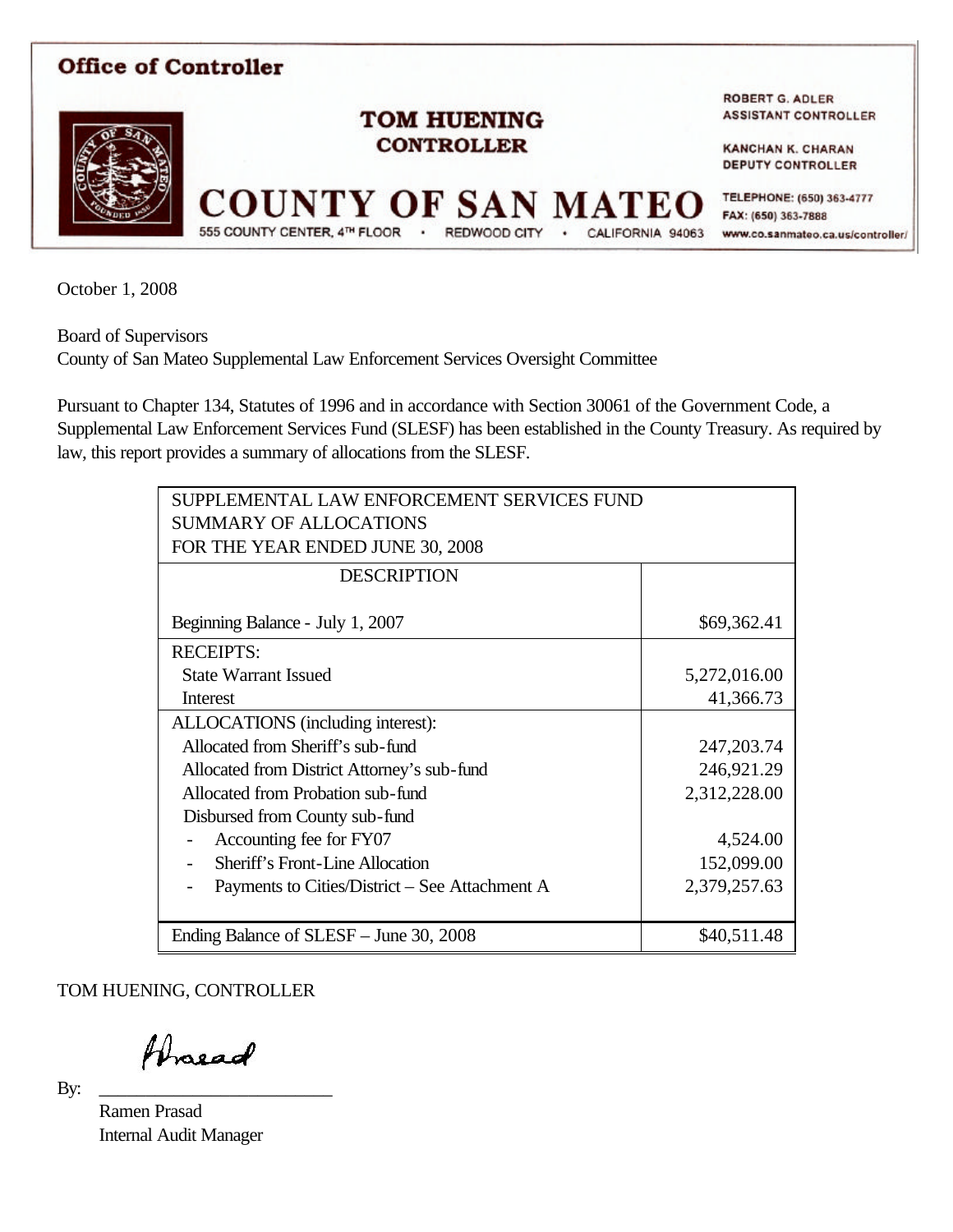**Office of Controller**

**TOM HUENING**
**CONTROLLER**

**ROBERT G. ADLER**
**ASSISTANT CONTROLLER**

**KANCHAN K. CHARAN**
**DEPUTY CONTROLLER**

# COUNTY OF SAN MATEO

555 COUNTY CENTER, 4TH FLOOR • REDWOOD CITY • CALIFORNIA 94063

TELEPHONE: (650) 363-4777
FAX: (650) 363-7888
www.co.sanmateo.ca.us/controller/

October 1, 2008

Board of Supervisors
County of San Mateo Supplemental Law Enforcement Services Oversight Committee

Pursuant to Chapter 134, Statutes of 1996 and in accordance with Section 30061 of the Government Code, a Supplemental Law Enforcement Services Fund (SLESF) has been established in the County Treasury. As required by law, this report provides a summary of allocations from the SLESF.

| SUPPLEMENTAL LAW ENFORCEMENT SERVICES FUND<br>SUMMARY OF ALLOCATIONS<br>FOR THE YEAR ENDED JUNE 30, 2008 | |
|---|---|
| DESCRIPTION | |
| Beginning Balance - July 1, 2007 | $69,362.41 |
| RECEIPTS: | |
| State Warrant Issued | 5,272,016.00 |
| Interest | 41,366.73 |
| ALLOCATIONS (including interest): | |
| Allocated from Sheriff's sub-fund | 247,203.74 |
| Allocated from District Attorney's sub-fund | 246,921.29 |
| Allocated from Probation sub-fund | 2,312,228.00 |
| Disbursed from County sub-fund | |
| - Accounting fee for FY07 | 4,524.00 |
| - Sheriff's Front-Line Allocation | 152,099.00 |
| - Payments to Cities/District – See Attachment A | 2,379,257.63 |
| Ending Balance of SLESF – June 30, 2008 | $40,511.48 |

TOM HUENING, CONTROLLER

By: Prasad

Ramen Prasad
Internal Audit Manager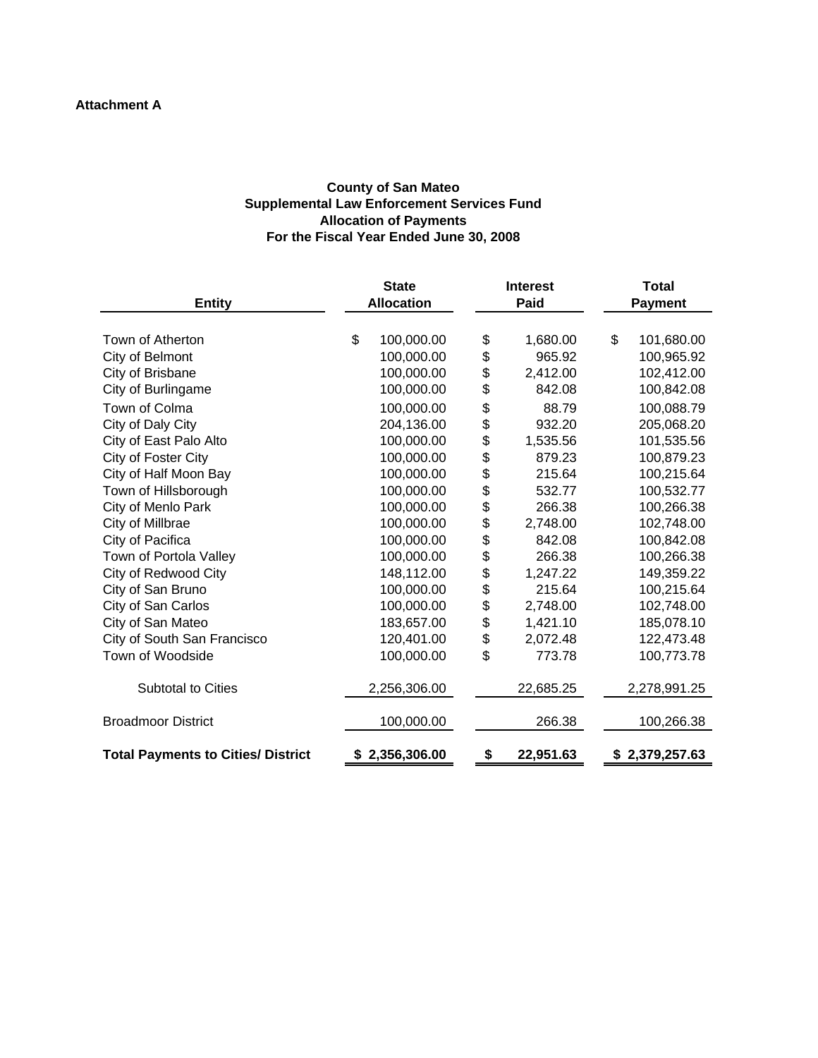**Attachment A**

**County of San Mateo**
**Supplemental Law Enforcement Services Fund**
**Allocation of Payments**
**For the Fiscal Year Ended June 30, 2008**

| Entity | State Allocation | Interest Paid | Total Payment |
|---|---|---|---|
| Town of Atherton | $ 100,000.00 | $ 1,680.00 | $ 101,680.00 |
| City of Belmont | 100,000.00 | $ 965.92 | 100,965.92 |
| City of Brisbane | 100,000.00 | $ 2,412.00 | 102,412.00 |
| City of Burlingame | 100,000.00 | $ 842.08 | 100,842.08 |
| Town of Colma | 100,000.00 | $ 88.79 | 100,088.79 |
| City of Daly City | 204,136.00 | $ 932.20 | 205,068.20 |
| City of East Palo Alto | 100,000.00 | $ 1,535.56 | 101,535.56 |
| City of Foster City | 100,000.00 | $ 879.23 | 100,879.23 |
| City of Half Moon Bay | 100,000.00 | $ 215.64 | 100,215.64 |
| Town of Hillsborough | 100,000.00 | $ 532.77 | 100,532.77 |
| City of Menlo Park | 100,000.00 | $ 266.38 | 100,266.38 |
| City of Millbrae | 100,000.00 | $ 2,748.00 | 102,748.00 |
| City of Pacifica | 100,000.00 | $ 842.08 | 100,842.08 |
| Town of Portola Valley | 100,000.00 | $ 266.38 | 100,266.38 |
| City of Redwood City | 148,112.00 | $ 1,247.22 | 149,359.22 |
| City of San Bruno | 100,000.00 | $ 215.64 | 100,215.64 |
| City of San Carlos | 100,000.00 | $ 2,748.00 | 102,748.00 |
| City of San Mateo | 183,657.00 | $ 1,421.10 | 185,078.10 |
| City of South San Francisco | 120,401.00 | $ 2,072.48 | 122,473.48 |
| Town of Woodside | 100,000.00 | $ 773.78 | 100,773.78 |
| Subtotal to Cities | 2,256,306.00 | 22,685.25 | 2,278,991.25 |
| Broadmoor District | 100,000.00 | 266.38 | 100,266.38 |
| **Total Payments to Cities/ District** | **$ 2,356,306.00** | **$ 22,951.63** | **$ 2,379,257.63** |